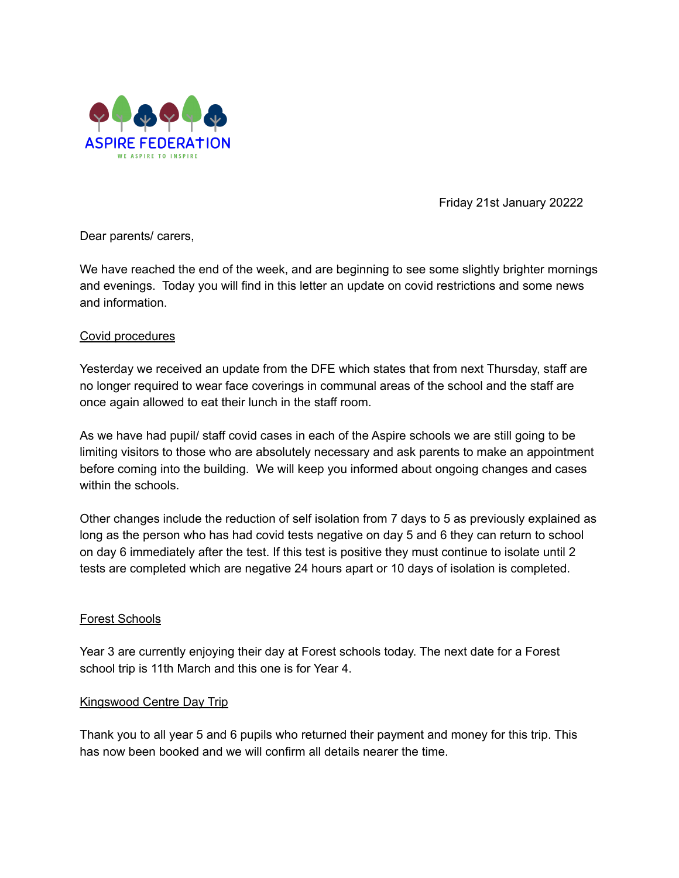ASPIRE FEDERATION

WE ASPIRE TO INSPIRE

Friday 21st January 20222

Dear parents/ carers,

We have reached the end of the week, and are beginning to see some slightly brighter mornings and evenings. Today you will find in this letter an update on covid restrictions and some news and information.

## Covid procedures

Yesterday we received an update from the DFE which states that from next Thursday, staff are no longer required to wear face coverings in communal areas of the school and the staff are once again allowed to eat their lunch in the staff room.

As we have had pupil/ staff covid cases in each of the Aspire schools we are still going to be limiting visitors to those who are absolutely necessary and ask parents to make an appointment before coming into the building. We will keep you informed about ongoing changes and cases within the schools.

Other changes include the reduction of self isolation from 7 days to 5 as previously explained as long as the person who has had covid tests negative on day 5 and 6 they can return to school on day 6 immediately after the test. If this test is positive they must continue to isolate until 2 tests are completed which are negative 24 hours apart or 10 days of isolation is completed.

## Forest Schools

Year 3 are currently enjoying their day at Forest schools today. The next date for a Forest school trip is 11th March and this one is for Year 4.

## Kingswood Centre Day Trip

Thank you to all year 5 and 6 pupils who returned their payment and money for this trip. This has now been booked and we will confirm all details nearer the time.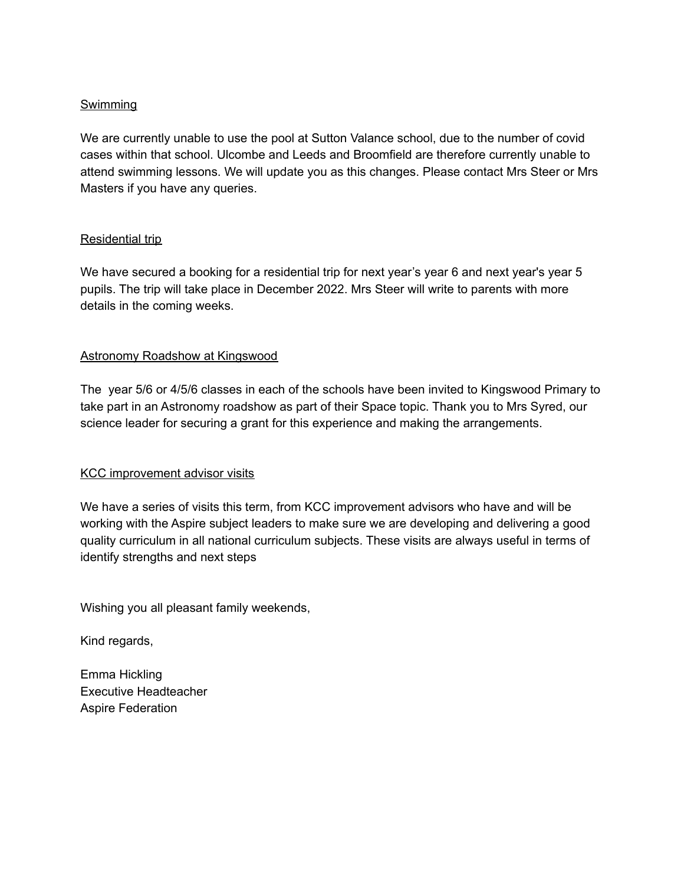<u>Swimming</u>

We are currently unable to use the pool at Sutton Valance school, due to the number of covid cases within that school. Ulcombe and Leeds and Broomfield are therefore currently unable to attend swimming lessons. We will update you as this changes. Please contact Mrs Steer or Mrs Masters if you have any queries.

<u>Residential trip</u>

We have secured a booking for a residential trip for next year's year 6 and next year's year 5 pupils. The trip will take place in December 2022. Mrs Steer will write to parents with more details in the coming weeks.

<u>Astronomy Roadshow at Kingswood</u>

The year 5/6 or 4/5/6 classes in each of the schools have been invited to Kingswood Primary to take part in an Astronomy roadshow as part of their Space topic. Thank you to Mrs Syred, our science leader for securing a grant for this experience and making the arrangements.

<u>KCC improvement advisor visits</u>

We have a series of visits this term, from KCC improvement advisors who have and will be working with the Aspire subject leaders to make sure we are developing and delivering a good quality curriculum in all national curriculum subjects. These visits are always useful in terms of identify strengths and next steps

Wishing you all pleasant family weekends,

Kind regards,

Emma Hickling
Executive Headteacher
Aspire Federation